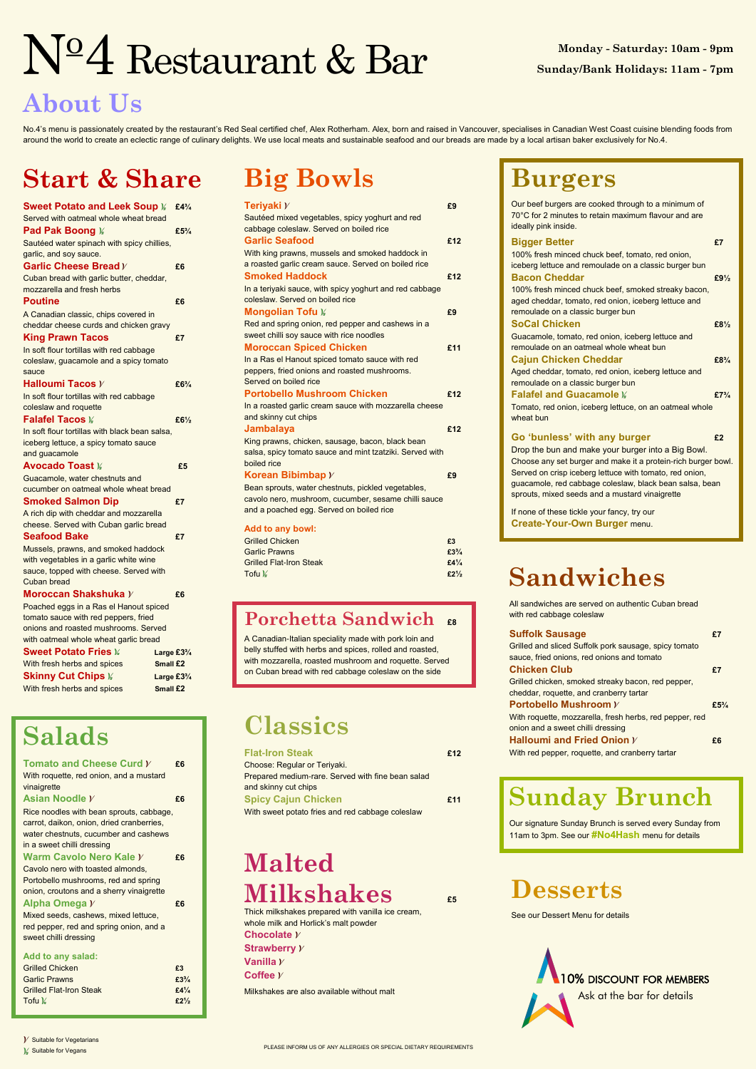# №4 Restaurant & Bar

**Monday - Saturday: 10am - 9pm**

**Sunday/Bank Holidays: 11am - 7pm**

## About Us

No.4's menu is passionately created by the restaurant's Red Seal certified chef, Alex Rotherham. Alex, born and raised in Vancouver, specialises in Canadian West Coast cuisine blending foods from around the world to create an eclectic range of culinary delights. We use local meats and sustainable seafood and our breads are made by a local artisan baker exclusively for No.4.

## Start & Share

**Sweet Potato and Leek Soup** (Vg) **£4¾**
Served with oatmeal whole wheat bread

**Pad Pak Boong** (Vg) **£5¾**
Sautéed water spinach with spicy chillies, garlic, and soy sauce.

**Garlic Cheese Bread** (V) **£6**
Cuban bread with garlic butter, cheddar, mozzarella and fresh herbs

**Poutine** **£6**
A Canadian classic, chips covered in cheddar cheese curds and chicken gravy

**King Prawn Tacos** **£7**
In soft flour tortillas with red cabbage coleslaw, guacamole and a spicy tomato sauce

**Halloumi Tacos** (V) **£6¾**
In soft flour tortillas with red cabbage coleslaw and roquette

**Falafel Tacos** (Vg) **£6½**
In soft flour tortillas with black bean salsa, iceberg lettuce, a spicy tomato sauce and guacamole

**Avocado Toast** (Vg) **£5**
Guacamole, water chestnuts and cucumber on oatmeal whole wheat bread

**Smoked Salmon Dip** **£7**
A rich dip with cheddar and mozzarella cheese. Served with Cuban garlic bread

**Seafood Bake** **£7**
Mussels, prawns, and smoked haddock with vegetables in a garlic white wine sauce, topped with cheese. Served with Cuban bread

**Moroccan Shakshuka** (V) **£6**
Poached eggs in a Ras el Hanout spiced tomato sauce with red peppers, fried onions and roasted mushrooms. Served with oatmeal whole wheat garlic bread

**Sweet Potato Fries** (Vg) — Large **£3¾**
With fresh herbs and spices — Small **£2**

**Skinny Cut Chips** (Vg) — Large **£3¾**
With fresh herbs and spices — Small **£2**

## Salads

**Tomato and Cheese Curd** (V) **£6**
With roquette, red onion, and a mustard vinaigrette

**Asian Noodle** (V) **£6**
Rice noodles with bean sprouts, cabbage, carrot, daikon, onion, dried cranberries, water chestnuts, cucumber and cashews in a sweet chilli dressing

**Warm Cavolo Nero Kale** (V) **£6**
Cavolo nero with toasted almonds, Portobello mushrooms, red and spring onion, croutons and a sherry vinaigrette

**Alpha Omega** (V) **£6**
Mixed seeds, cashews, mixed lettuce, red pepper, red and spring onion, and a sweet chilli dressing

**Add to any salad:**

| | |
|---|---|
| Grilled Chicken | £3 |
| Garlic Prawns | £3¾ |
| Grilled Flat-Iron Steak | £4¼ |
| Tofu (Vg) | £2½ |

## Big Bowls

**Teriyaki** (V) **£9**
Sautéed mixed vegetables, spicy yoghurt and red cabbage coleslaw. Served on boiled rice

**Garlic Seafood** **£12**
With king prawns, mussels and smoked haddock in a roasted garlic cream sauce. Served on boiled rice

**Smoked Haddock** **£12**
In a teriyaki sauce, with spicy yoghurt and red cabbage coleslaw. Served on boiled rice

**Mongolian Tofu** (Vg) **£9**
Red and spring onion, red pepper and cashews in a sweet chilli soy sauce with rice noodles

**Moroccan Spiced Chicken** **£11**
In a Ras el Hanout spiced tomato sauce with red peppers, fried onions and roasted mushrooms. Served on boiled rice

**Portobello Mushroom Chicken** **£12**
In a roasted garlic cream sauce with mozzarella cheese and skinny cut chips

**Jambalaya** **£12**
King prawns, chicken, sausage, bacon, black bean salsa, spicy tomato sauce and mint tzatziki. Served with boiled rice

**Korean Bibimbap** (V) **£9**
Bean sprouts, water chestnuts, pickled vegetables, cavolo nero, mushroom, cucumber, sesame chilli sauce and a poached egg. Served on boiled rice

**Add to any bowl:**

| | |
|---|---|
| Grilled Chicken | £3 |
| Garlic Prawns | £3¾ |
| Grilled Flat-Iron Steak | £4¼ |
| Tofu (Vg) | £2½ |

## Porchetta Sandwich **£8**

A Canadian-Italian speciality made with pork loin and belly stuffed with herbs and spices, rolled and roasted, with mozzarella, roasted mushroom and roquette. Served on Cuban bread with red cabbage coleslaw on the side

## Classics

**Flat-Iron Steak** **£12**
Choose: Regular or Teriyaki.
Prepared medium-rare. Served with fine bean salad and skinny cut chips

**Spicy Cajun Chicken** **£11**
With sweet potato fries and red cabbage coleslaw

## Malted Milkshakes **£5**

Thick milkshakes prepared with vanilla ice cream, whole milk and Horlick's malt powder

**Chocolate** (V)
**Strawberry** (V)
**Vanilla** (V)
**Coffee** (V)

Milkshakes are also available without malt

## Burgers

Our beef burgers are cooked through to a minimum of 70°C for 2 minutes to retain maximum flavour and are ideally pink inside.

**Bigger Better** **£7**
100% fresh minced chuck beef, tomato, red onion, iceberg lettuce and remoulade on a classic burger bun

**Bacon Cheddar** **£9½**
100% fresh minced chuck beef, smoked streaky bacon, aged cheddar, tomato, red onion, iceberg lettuce and remoulade on a classic burger bun

**SoCal Chicken** **£8½**
Guacamole, tomato, red onion, iceberg lettuce and remoulade on an oatmeal whole wheat bun

**Cajun Chicken Cheddar** **£8¾**
Aged cheddar, tomato, red onion, iceberg lettuce and remoulade on a classic burger bun

**Falafel and Guacamole** (Vg) **£7¾**
Tomato, red onion, iceberg lettuce, on an oatmeal whole wheat bun

**Go 'bunless' with any burger** **£2**
Drop the bun and make your burger into a Big Bowl. Choose any set burger and make it a protein-rich burger bowl. Served on crisp iceberg lettuce with tomato, red onion, guacamole, red cabbage coleslaw, black bean salsa, bean sprouts, mixed seeds and a mustard vinaigrette

If none of these tickle your fancy, try our **Create-Your-Own Burger** menu.

## Sandwiches

All sandwiches are served on authentic Cuban bread with red cabbage coleslaw

**Suffolk Sausage** **£7**
Grilled and sliced Suffolk pork sausage, spicy tomato sauce, fried onions, red onions and tomato

**Chicken Club** **£7**
Grilled chicken, smoked streaky bacon, red pepper, cheddar, roquette, and cranberry tartar

**Portobello Mushroom** (V) **£5¾**
With roquette, mozzarella, fresh herbs, red pepper, red onion and a sweet chilli dressing

**Halloumi and Fried Onion** (V) **£6**
With red pepper, roquette, and cranberry tartar

## Sunday Brunch

Our signature Sunday Brunch is served every Sunday from 11am to 3pm. See our **#No4Hash** menu for details

## Desserts

See our Dessert Menu for details

**10% DISCOUNT FOR MEMBERS**
Ask at the bar for details

(V) Suitable for Vegetarians
(Vg) Suitable for Vegans

PLEASE INFORM US OF ANY ALLERGIES OR SPECIAL DIETARY REQUIREMENTS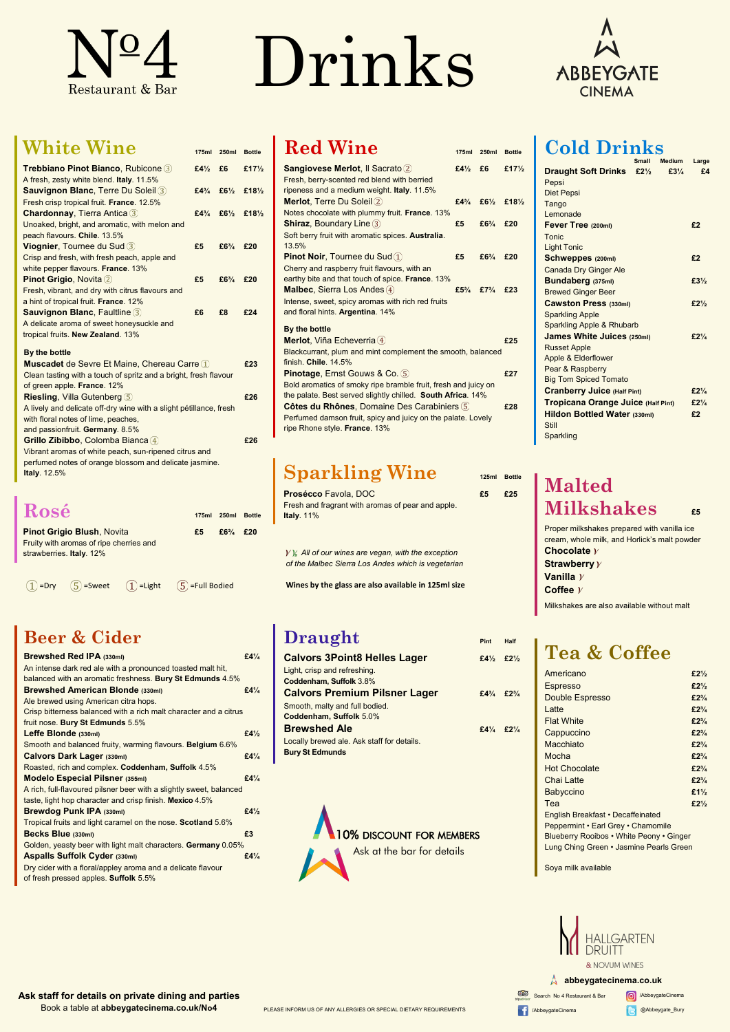# №4 Restaurant & Bar

# Drinks

ABBEYGATE CINEMA

## White Wine

| | 175ml | 250ml | Bottle |
|---|---|---|---|
| **Trebbiano Pinot Bianco**, Rubicone ③ A fresh, zesty white blend. **Italy**. 11.5% | £4½ | £6 | £17½ |
| **Sauvignon Blanc**, Terre Du Soleil ③ Fresh crisp tropical fruit. **France**. 12.5% | £4¾ | £6½ | £18½ |
| **Chardonnay**, Tierra Antica ③ Unoaked, bright, and aromatic, with melon and peach flavours. **Chile**. 13.5% | £4¾ | £6½ | £18½ |
| **Viognier**, Tournee du Sud ③ Crisp and fresh, with fresh peach, apple and white pepper flavours. **France**. 13% | £5 | £6¾ | £20 |
| **Pinot Grigio**, Novita ② Fresh, vibrant, and dry with citrus flavours and a hint of tropical fruit. **France**. 12% | £5 | £6¾ | £20 |
| **Sauvignon Blanc**, Faultline ③ A delicate aroma of sweet honeysuckle and tropical fruits. **New Zealand**. 13% | £6 | £8 | £24 |

### By the bottle

| | |
|---|---|
| **Muscadet** de Sevre Et Maine, Chereau Carre ① Clean tasting with a touch of spritz and a bright, fresh flavour of green apple. **France**. 12% | £23 |
| **Riesling**, Villa Gutenberg ⑤ A lively and delicate off-dry wine with a slight pétillance, fresh with floral notes of lime, peaches, and passionfruit. **Germany**. 8.5% | £26 |
| **Grillo Zibibbo**, Colomba Bianca ④ Vibrant aromas of white peach, sun-ripened citrus and perfumed notes of orange blossom and delicate jasmine. **Italy**. 12.5% | £26 |

## Rosé

| | 175ml | 250ml | Bottle |
|---|---|---|---|
| **Pinot Grigio Blush**, Novita Fruity with aromas of ripe cherries and strawberries. **Italy**. 12% | £5 | £6¾ | £20 |

① =Dry ⑤ =Sweet ① =Light ⑤ =Full Bodied

## Red Wine

| | 175ml | 250ml | Bottle |
|---|---|---|---|
| **Sangiovese Merlot**, Il Sacrato ② Fresh, berry-scented red blend with berried ripeness and a medium weight. **Italy**. 11.5% | £4½ | £6 | £17½ |
| **Merlot**, Terre Du Soleil ② Notes chocolate with plummy fruit. **France**. 13% | £4¾ | £6½ | £18½ |
| **Shiraz**, Boundary Line ③ Soft berry fruit with aromatic spices. **Australia**. 13.5% | £5 | £6¾ | £20 |
| **Pinot Noir**, Tournee du Sud ① Cherry and raspberry fruit flavours, with an earthy bite and that touch of spice. **France**. 13% | £5 | £6¾ | £20 |
| **Malbec**, Sierra Los Andes ④ Intense, sweet, spicy aromas with rich red fruits and floral hints. **Argentina**. 14% | £5¾ | £7¾ | £23 |

### By the bottle

| | |
|---|---|
| **Merlot**, Viña Echeverria ④ Blackcurrant, plum and mint complement the smooth, balanced finish. **Chile**. 14.5% | £25 |
| **Pinotage**, Ernst Gouws & Co. ⑤ Bold aromatics of smoky ripe bramble fruit, fresh and juicy on the palate. Best served slightly chilled. **South Africa**. 14% | £27 |
| **Côtes du Rhônes**, Domaine Des Carabiniers ⑤ Perfumed damson fruit, spicy and juicy on the palate. Lovely ripe Rhone style. **France**. 13% | £28 |

## Sparkling Wine

| | 125ml | Bottle |
|---|---|---|
| **Prosécco** Favola, DOC Fresh and fragrant with aromas of pear and apple. **Italy**. 11% | £5 | £25 |

*V Ve All of our wines are vegan, with the exception of the Malbec Sierra Los Andes which is vegetarian*

**Wines by the glass are also available in 125ml size**

## Cold Drinks

| | Small | Medium | Large |
|---|---|---|---|
| **Draught Soft Drinks** Pepsi, Diet Pepsi, Tango, Lemonade | £2½ | £3¼ | £4 |
| **Fever Tree (200ml)** Tonic, Light Tonic | | | £2 |
| **Schweppes (200ml)** Canada Dry Ginger Ale | | | £2 |
| **Bundaberg (375ml)** Brewed Ginger Beer | | | £3½ |
| **Cawston Press (330ml)** Sparkling Apple, Sparkling Apple & Rhubarb | | | £2½ |
| **James White Juices (250ml)** Russet Apple, Apple & Elderflower, Pear & Raspberry, Big Tom Spiced Tomato | | | £2¼ |
| **Cranberry Juice (Half Pint)** | | | £2¼ |
| **Tropicana Orange Juice (Half Pint)** | | | £2¼ |
| **Hildon Bottled Water (330ml)** Still, Sparkling | | | £2 |

## Malted Milkshakes £5

Proper milkshakes prepared with vanilla ice cream, whole milk, and Horlick's malt powder

- **Chocolate** V
- **Strawberry** V
- **Vanilla** V
- **Coffee** V

Milkshakes are also available without malt

## Beer & Cider

| | |
|---|---|
| **Brewshed Red IPA (330ml)** An intense dark red ale with a pronounced toasted malt hit, balanced with an aromatic freshness. **Bury St Edmunds** 4.5% | £4¼ |
| **Brewshed American Blonde (330ml)** Ale brewed using American citra hops. Crisp bitterness balanced with a rich malt character and a citrus fruit nose. **Bury St Edmunds** 5.5% | £4¼ |
| **Leffe Blonde (330ml)** Smooth and balanced fruity, warming flavours. **Belgium** 6.6% | £4½ |
| **Calvors Dark Lager (330ml)** Roasted, rich and complex. **Coddenham, Suffolk** 4.5% | £4¼ |
| **Modelo Especial Pilsner (355ml)** A rich, full-flavoured pilsner beer with a slightly sweet, balanced taste, light hop character and crisp finish. **Mexico** 4.5% | £4¼ |
| **Brewdog Punk IPA (330ml)** Tropical fruits and light caramel on the nose. **Scotland** 5.6% | £4½ |
| **Becks Blue (330ml)** Golden, yeasty beer with light malt characters. **Germany** 0.05% | £3 |
| **Aspalls Suffolk Cyder (330ml)** Dry cider with a floral/apple aroma and a delicate flavour of fresh pressed apples. **Suffolk** 5.5% | £4¼ |

## Draught

| | Pint | Half |
|---|---|---|
| **Calvors 3Point8 Helles Lager** Light, crisp and refreshing. **Coddenham, Suffolk** 3.8% | £4½ | £2½ |
| **Calvors Premium Pilsner Lager** Smooth, malty and full bodied. **Coddenham, Suffolk** 5.0% | £4¾ | £2¾ |
| **Brewshed Ale** Locally brewed ale. Ask staff for details. **Bury St Edmunds** | £4¼ | £2¼ |

**10% DISCOUNT FOR MEMBERS**
Ask at the bar for details

## Tea & Coffee

| | |
|---|---|
| Americano | £2½ |
| Espresso | £2½ |
| Double Espresso | £2¾ |
| Latte | £2¾ |
| Flat White | £2¾ |
| Cappuccino | £2¾ |
| Macchiato | £2¾ |
| Mocha | £2¾ |
| Hot Chocolate | £2¾ |
| Chai Latte | £2¾ |
| Babyccino | £1½ |
| Tea | £2½ |

English Breakfast • Decaffeinated
Peppermint • Earl Grey • Chamomile
Blueberry Rooibos • White Peony • Ginger
Lung Ching Green • Jasmine Pearls Green

Soya milk available

HALLGARTEN DRUITT & NOVUM WINES

**abbeygatecinema.co.uk**

Search No 4 Restaurant & Bar · /AbbeygateCinema · /AbbeygateCinema · @Abbeygate_Bury

**Ask staff for details on private dining and parties**
Book a table at **abbeygatecinema.co.uk/No4**

PLEASE INFORM US OF ANY ALLERGIES OR SPECIAL DIETARY REQUIREMENTS